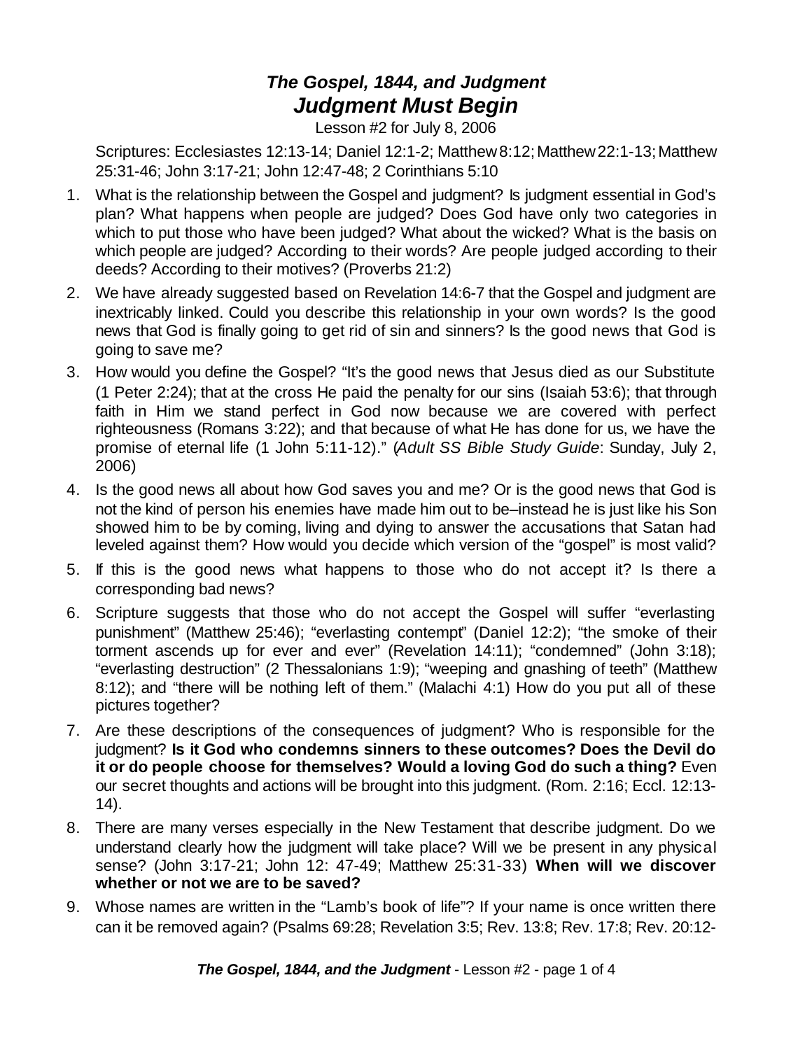# *The Gospel, 1844, and Judgment*
# *Judgment Must Begin*

Lesson #2 for July 8, 2006

Scriptures: Ecclesiastes 12:13-14; Daniel 12:1-2; Matthew 8:12; Matthew 22:1-13; Matthew 25:31-46; John 3:17-21; John 12:47-48; 2 Corinthians 5:10

1. What is the relationship between the Gospel and judgment? Is judgment essential in God's plan? What happens when people are judged? Does God have only two categories in which to put those who have been judged? What about the wicked? What is the basis on which people are judged? According to their words? Are people judged according to their deeds? According to their motives? (Proverbs 21:2)
2. We have already suggested based on Revelation 14:6-7 that the Gospel and judgment are inextricably linked. Could you describe this relationship in your own words? Is the good news that God is finally going to get rid of sin and sinners? Is the good news that God is going to save me?
3. How would you define the Gospel? "It's the good news that Jesus died as our Substitute (1 Peter 2:24); that at the cross He paid the penalty for our sins (Isaiah 53:6); that through faith in Him we stand perfect in God now because we are covered with perfect righteousness (Romans 3:22); and that because of what He has done for us, we have the promise of eternal life (1 John 5:11-12)." (*Adult SS Bible Study Guide*: Sunday, July 2, 2006)
4. Is the good news all about how God saves you and me? Or is the good news that God is not the kind of person his enemies have made him out to be–instead he is just like his Son showed him to be by coming, living and dying to answer the accusations that Satan had leveled against them? How would you decide which version of the "gospel" is most valid?
5. If this is the good news what happens to those who do not accept it? Is there a corresponding bad news?
6. Scripture suggests that those who do not accept the Gospel will suffer "everlasting punishment" (Matthew 25:46); "everlasting contempt" (Daniel 12:2); "the smoke of their torment ascends up for ever and ever" (Revelation 14:11); "condemned" (John 3:18); "everlasting destruction" (2 Thessalonians 1:9); "weeping and gnashing of teeth" (Matthew 8:12); and "there will be nothing left of them." (Malachi 4:1) How do you put all of these pictures together?
7. Are these descriptions of the consequences of judgment? Who is responsible for the judgment? **Is it God who condemns sinners to these outcomes? Does the Devil do it or do people choose for themselves? Would a loving God do such a thing?** Even our secret thoughts and actions will be brought into this judgment. (Rom. 2:16; Eccl. 12:13-14).
8. There are many verses especially in the New Testament that describe judgment. Do we understand clearly how the judgment will take place? Will we be present in any physical sense? (John 3:17-21; John 12: 47-49; Matthew 25:31-33) **When will we discover whether or not we are to be saved?**
9. Whose names are written in the "Lamb's book of life"? If your name is once written there can it be removed again? (Psalms 69:28; Revelation 3:5; Rev. 13:8; Rev. 17:8; Rev. 20:12-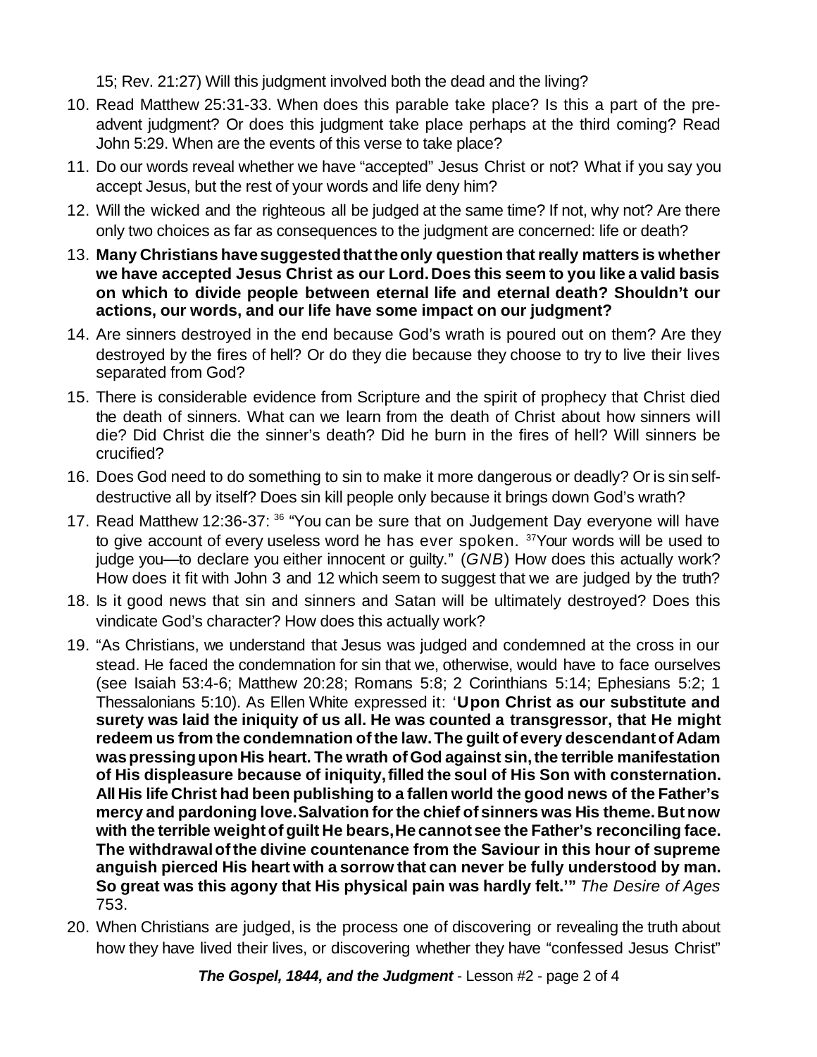15; Rev. 21:27) Will this judgment involved both the dead and the living?

10. Read Matthew 25:31-33. When does this parable take place? Is this a part of the pre-advent judgment? Or does this judgment take place perhaps at the third coming? Read John 5:29. When are the events of this verse to take place?
11. Do our words reveal whether we have "accepted" Jesus Christ or not? What if you say you accept Jesus, but the rest of your words and life deny him?
12. Will the wicked and the righteous all be judged at the same time? If not, why not? Are there only two choices as far as consequences to the judgment are concerned: life or death?
13. **Many Christians have suggested that the only question that really matters is whether we have accepted Jesus Christ as our Lord. Does this seem to you like a valid basis on which to divide people between eternal life and eternal death? Shouldn't our actions, our words, and our life have some impact on our judgment?**
14. Are sinners destroyed in the end because God's wrath is poured out on them? Are they destroyed by the fires of hell? Or do they die because they choose to try to live their lives separated from God?
15. There is considerable evidence from Scripture and the spirit of prophecy that Christ died the death of sinners. What can we learn from the death of Christ about how sinners will die? Did Christ die the sinner's death? Did he burn in the fires of hell? Will sinners be crucified?
16. Does God need to do something to sin to make it more dangerous or deadly? Or is sin self-destructive all by itself? Does sin kill people only because it brings down God's wrath?
17. Read Matthew 12:36-37: [36] "You can be sure that on Judgement Day everyone will have to give account of every useless word he has ever spoken. [37]Your words will be used to judge you—to declare you either innocent or guilty." (*GNB*) How does this actually work? How does it fit with John 3 and 12 which seem to suggest that we are judged by the truth?
18. Is it good news that sin and sinners and Satan will be ultimately destroyed? Does this vindicate God's character? How does this actually work?
19. "As Christians, we understand that Jesus was judged and condemned at the cross in our stead. He faced the condemnation for sin that we, otherwise, would have to face ourselves (see Isaiah 53:4-6; Matthew 20:28; Romans 5:8; 2 Corinthians 5:14; Ephesians 5:2; 1 Thessalonians 5:10). As Ellen White expressed it: '**Upon Christ as our substitute and surety was laid the iniquity of us all. He was counted a transgressor, that He might redeem us from the condemnation of the law. The guilt of every descendant of Adam was pressing upon His heart. The wrath of God against sin, the terrible manifestation of His displeasure because of iniquity, filled the soul of His Son with consternation. All His life Christ had been publishing to a fallen world the good news of the Father's mercy and pardoning love. Salvation for the chief of sinners was His theme. But now with the terrible weight of guilt He bears, He cannot see the Father's reconciling face. The withdrawal of the divine countenance from the Saviour in this hour of supreme anguish pierced His heart with a sorrow that can never be fully understood by man. So great was this agony that His physical pain was hardly felt.'"** *The Desire of Ages* 753.
20. When Christians are judged, is the process one of discovering or revealing the truth about how they have lived their lives, or discovering whether they have "confessed Jesus Christ"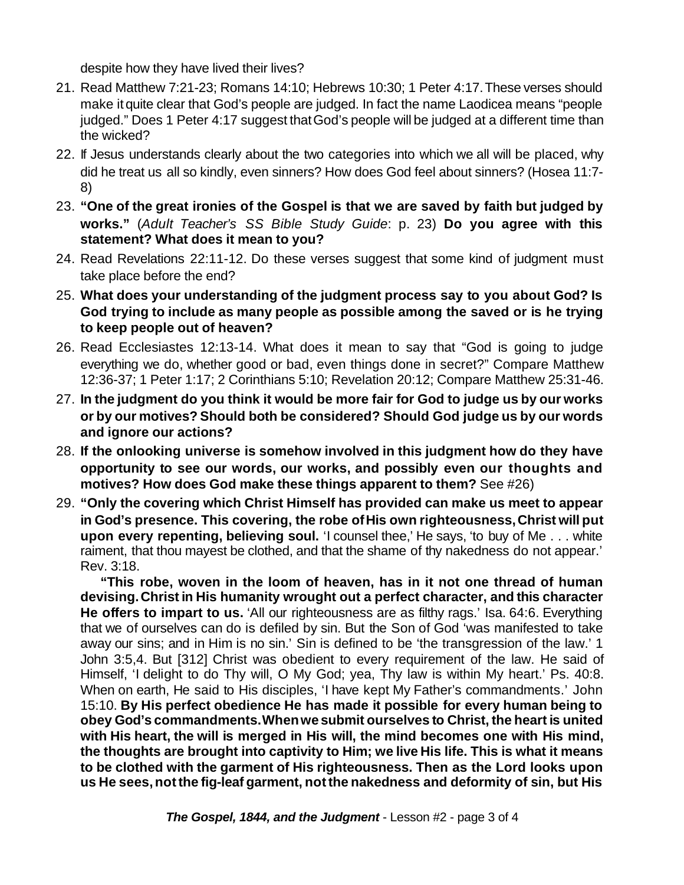despite how they have lived their lives?

21. Read Matthew 7:21-23; Romans 14:10; Hebrews 10:30; 1 Peter 4:17. These verses should make it quite clear that God's people are judged. In fact the name Laodicea means "people judged." Does 1 Peter 4:17 suggest that God's people will be judged at a different time than the wicked?
22. If Jesus understands clearly about the two categories into which we all will be placed, why did he treat us all so kindly, even sinners? How does God feel about sinners? (Hosea 11:7-8)
23. **"One of the great ironies of the Gospel is that we are saved by faith but judged by works."** (*Adult Teacher's SS Bible Study Guide*: p. 23) **Do you agree with this statement? What does it mean to you?**
24. Read Revelations 22:11-12. Do these verses suggest that some kind of judgment must take place before the end?
25. **What does your understanding of the judgment process say to you about God? Is God trying to include as many people as possible among the saved or is he trying to keep people out of heaven?**
26. Read Ecclesiastes 12:13-14. What does it mean to say that "God is going to judge everything we do, whether good or bad, even things done in secret?" Compare Matthew 12:36-37; 1 Peter 1:17; 2 Corinthians 5:10; Revelation 20:12; Compare Matthew 25:31-46.
27. **In the judgment do you think it would be more fair for God to judge us by our works or by our motives? Should both be considered? Should God judge us by our words and ignore our actions?**
28. **If the onlooking universe is somehow involved in this judgment how do they have opportunity to see our words, our works, and possibly even our thoughts and motives? How does God make these things apparent to them?** See #26)
29. **"Only the covering which Christ Himself has provided can make us meet to appear in God's presence. This covering, the robe of His own righteousness, Christ will put upon every repenting, believing soul.** 'I counsel thee,' He says, 'to buy of Me . . . white raiment, that thou mayest be clothed, and that the shame of thy nakedness do not appear.' Rev. 3:18.

    **"This robe, woven in the loom of heaven, has in it not one thread of human devising. Christ in His humanity wrought out a perfect character, and this character He offers to impart to us.** 'All our righteousness are as filthy rags.' Isa. 64:6. Everything that we of ourselves can do is defiled by sin. But the Son of God 'was manifested to take away our sins; and in Him is no sin.' Sin is defined to be 'the transgression of the law.' 1 John 3:5,4. But [312] Christ was obedient to every requirement of the law. He said of Himself, 'I delight to do Thy will, O My God; yea, Thy law is within My heart.' Ps. 40:8. When on earth, He said to His disciples, 'I have kept My Father's commandments.' John 15:10. **By His perfect obedience He has made it possible for every human being to obey God's commandments. When we submit ourselves to Christ, the heart is united with His heart, the will is merged in His will, the mind becomes one with His mind, the thoughts are brought into captivity to Him; we live His life. This is what it means to be clothed with the garment of His righteousness. Then as the Lord looks upon us He sees, not the fig-leaf garment, not the nakedness and deformity of sin, but His**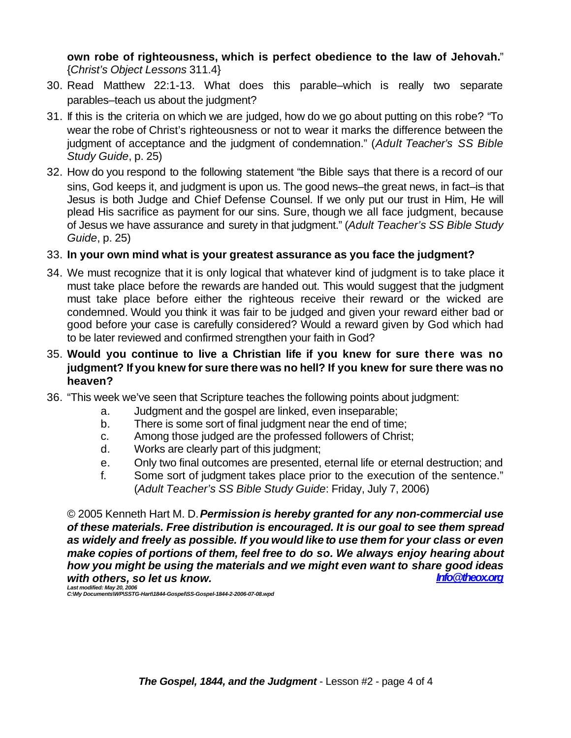**own robe of righteousness, which is perfect obedience to the law of Jehovah.**" {*Christ's Object Lessons* 311.4}

30. Read Matthew 22:1-13. What does this parable–which is really two separate parables–teach us about the judgment?
31. If this is the criteria on which we are judged, how do we go about putting on this robe? "To wear the robe of Christ's righteousness or not to wear it marks the difference between the judgment of acceptance and the judgment of condemnation." (*Adult Teacher's SS Bible Study Guide*, p. 25)
32. How do you respond to the following statement "the Bible says that there is a record of our sins, God keeps it, and judgment is upon us. The good news–the great news, in fact–is that Jesus is both Judge and Chief Defense Counsel. If we only put our trust in Him, He will plead His sacrifice as payment for our sins. Sure, though we all face judgment, because of Jesus we have assurance and surety in that judgment." (*Adult Teacher's SS Bible Study Guide*, p. 25)
33. **In your own mind what is your greatest assurance as you face the judgment?**
34. We must recognize that it is only logical that whatever kind of judgment is to take place it must take place before the rewards are handed out. This would suggest that the judgment must take place before either the righteous receive their reward or the wicked are condemned. Would you think it was fair to be judged and given your reward either bad or good before your case is carefully considered? Would a reward given by God which had to be later reviewed and confirmed strengthen your faith in God?
35. **Would you continue to live a Christian life if you knew for sure there was no judgment? If you knew for sure there was no hell? If you knew for sure there was no heaven?**
36. "This week we've seen that Scripture teaches the following points about judgment:
    a. Judgment and the gospel are linked, even inseparable;
    b. There is some sort of final judgment near the end of time;
    c. Among those judged are the professed followers of Christ;
    d. Works are clearly part of this judgment;
    e. Only two final outcomes are presented, eternal life or eternal destruction; and
    f. Some sort of judgment takes place prior to the execution of the sentence." (*Adult Teacher's SS Bible Study Guide*: Friday, July 7, 2006)

© 2005 Kenneth Hart M. D. ***Permission is hereby granted for any non-commercial use of these materials. Free distribution is encouraged. It is our goal to see them spread as widely and freely as possible. If you would like to use them for your class or even make copies of portions of them, feel free to do so. We always enjoy hearing about how you might be using the materials and we might even want to share good ideas with others, so let us know.*** ***Info@theox.org***

***Last modified: May 20, 2006***
***C:\My Documents\WP\SSTG-Hart\1844-Gospel\SS-Gospel-1844-2-2006-07-08.wpd***